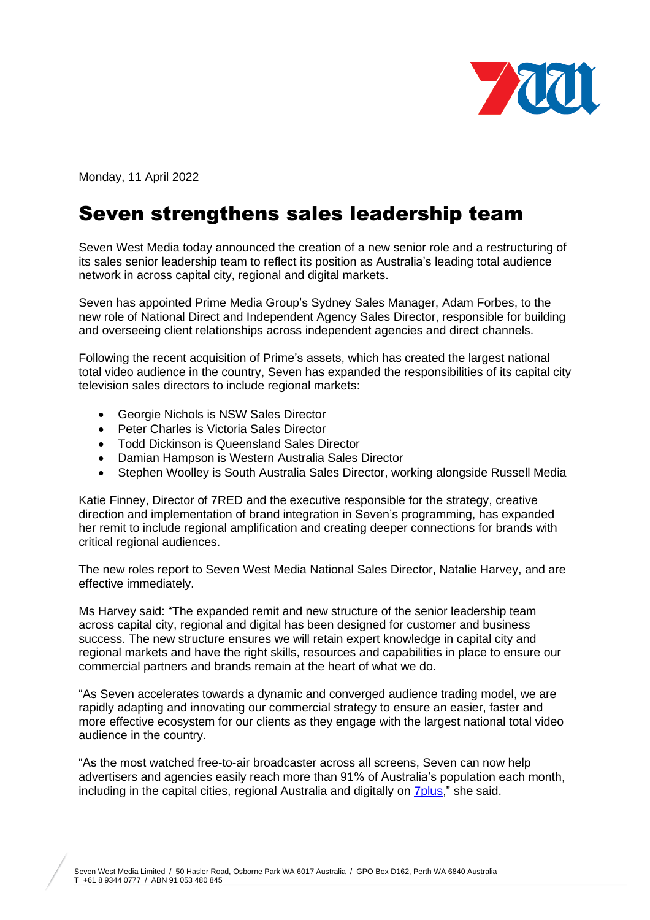Monday, 11 April 2022

# Seven strengthens sales leadership team

Seven West Media today announced the creation of a new senior role and a restructuring of its sales senior leadership team to reflect its position as Australia's leading total audience network in across capital city, regional and digital markets.

Seven has appointed Prime Media Group's Sydney Sales Manager, Adam Forbes, to the new role of National Direct and Independent Agency Sales Director, responsible for building and overseeing client relationships across independent agencies and direct channels.

Following the recent acquisition of Prime's assets, which has created the largest national total video audience in the country, Seven has expanded the responsibilities of its capital city television sales directors to include regional markets:

- Georgie Nichols is NSW Sales Director
- Peter Charles is Victoria Sales Director
- Todd Dickinson is Queensland Sales Director
- Damian Hampson is Western Australia Sales Director
- Stephen Woolley is South Australia Sales Director, working alongside Russell Media

Katie Finney, Director of 7RED and the executive responsible for the strategy, creative direction and implementation of brand integration in Seven's programming, has expanded her remit to include regional amplification and creating deeper connections for brands with critical regional audiences.

The new roles report to Seven West Media National Sales Director, Natalie Harvey, and are effective immediately.

Ms Harvey said: "The expanded remit and new structure of the senior leadership team across capital city, regional and digital has been designed for customer and business success. The new structure ensures we will retain expert knowledge in capital city and regional markets and have the right skills, resources and capabilities in place to ensure our commercial partners and brands remain at the heart of what we do.

"As Seven accelerates towards a dynamic and converged audience trading model, we are rapidly adapting and innovating our commercial strategy to ensure an easier, faster and more effective ecosystem for our clients as they engage with the largest national total video audience in the country.

"As the most watched free-to-air broadcaster across all screens, Seven can now help advertisers and agencies easily reach more than 91% of Australia's population each month, including in the capital cities, regional Australia and digitally on 7plus," she said.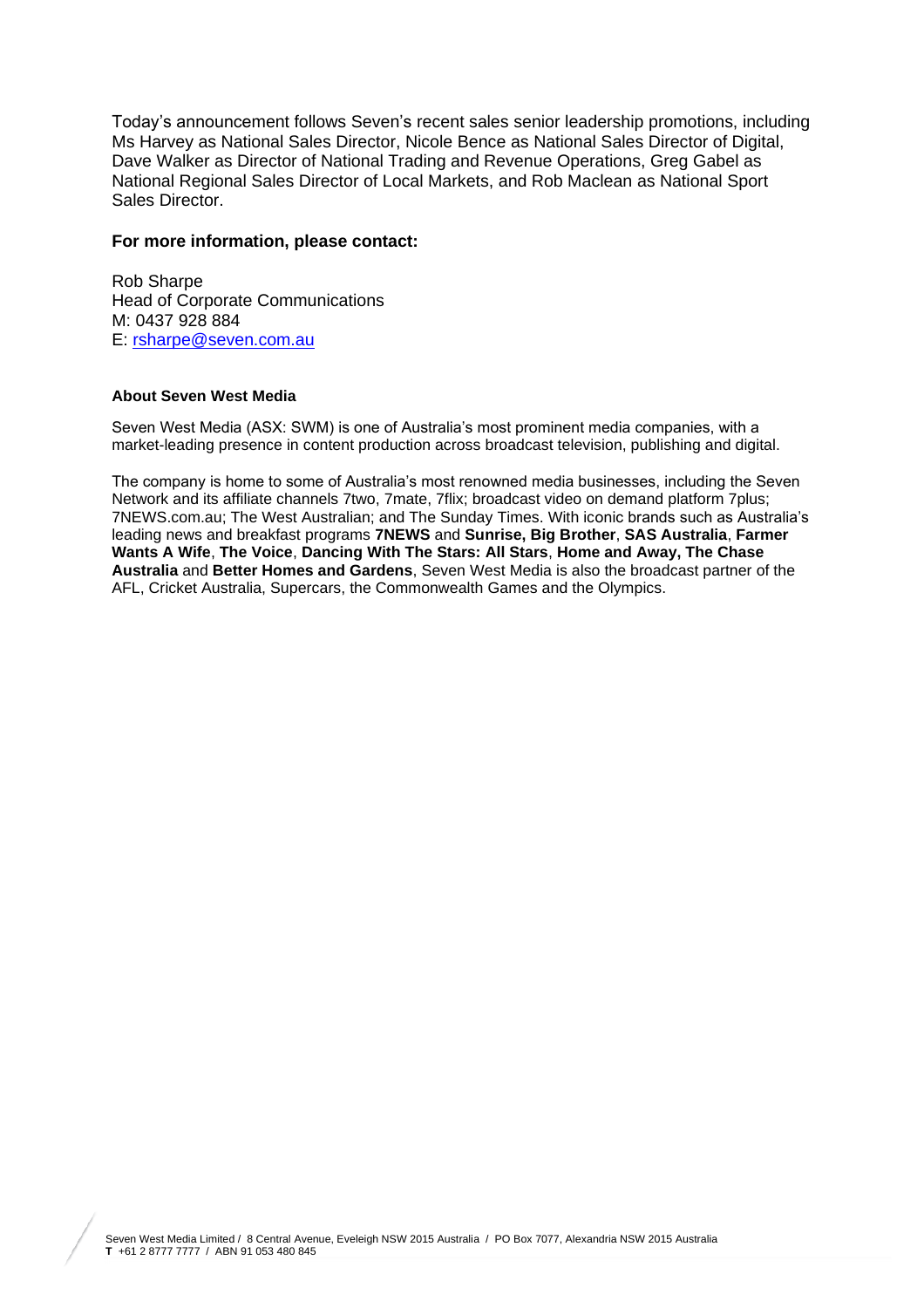Today's announcement follows Seven's recent sales senior leadership promotions, including Ms Harvey as National Sales Director, Nicole Bence as National Sales Director of Digital, Dave Walker as Director of National Trading and Revenue Operations, Greg Gabel as National Regional Sales Director of Local Markets, and Rob Maclean as National Sport Sales Director.

**For more information, please contact:**

Rob Sharpe
Head of Corporate Communications
M: 0437 928 884
E: rsharpe@seven.com.au

**About Seven West Media**

Seven West Media (ASX: SWM) is one of Australia's most prominent media companies, with a market-leading presence in content production across broadcast television, publishing and digital.

The company is home to some of Australia's most renowned media businesses, including the Seven Network and its affiliate channels 7two, 7mate, 7flix; broadcast video on demand platform 7plus; 7NEWS.com.au; The West Australian; and The Sunday Times. With iconic brands such as Australia's leading news and breakfast programs **7NEWS** and **Sunrise, Big Brother**, **SAS Australia**, **Farmer Wants A Wife**, **The Voice**, **Dancing With The Stars: All Stars**, **Home and Away, The Chase Australia** and **Better Homes and Gardens**, Seven West Media is also the broadcast partner of the AFL, Cricket Australia, Supercars, the Commonwealth Games and the Olympics.